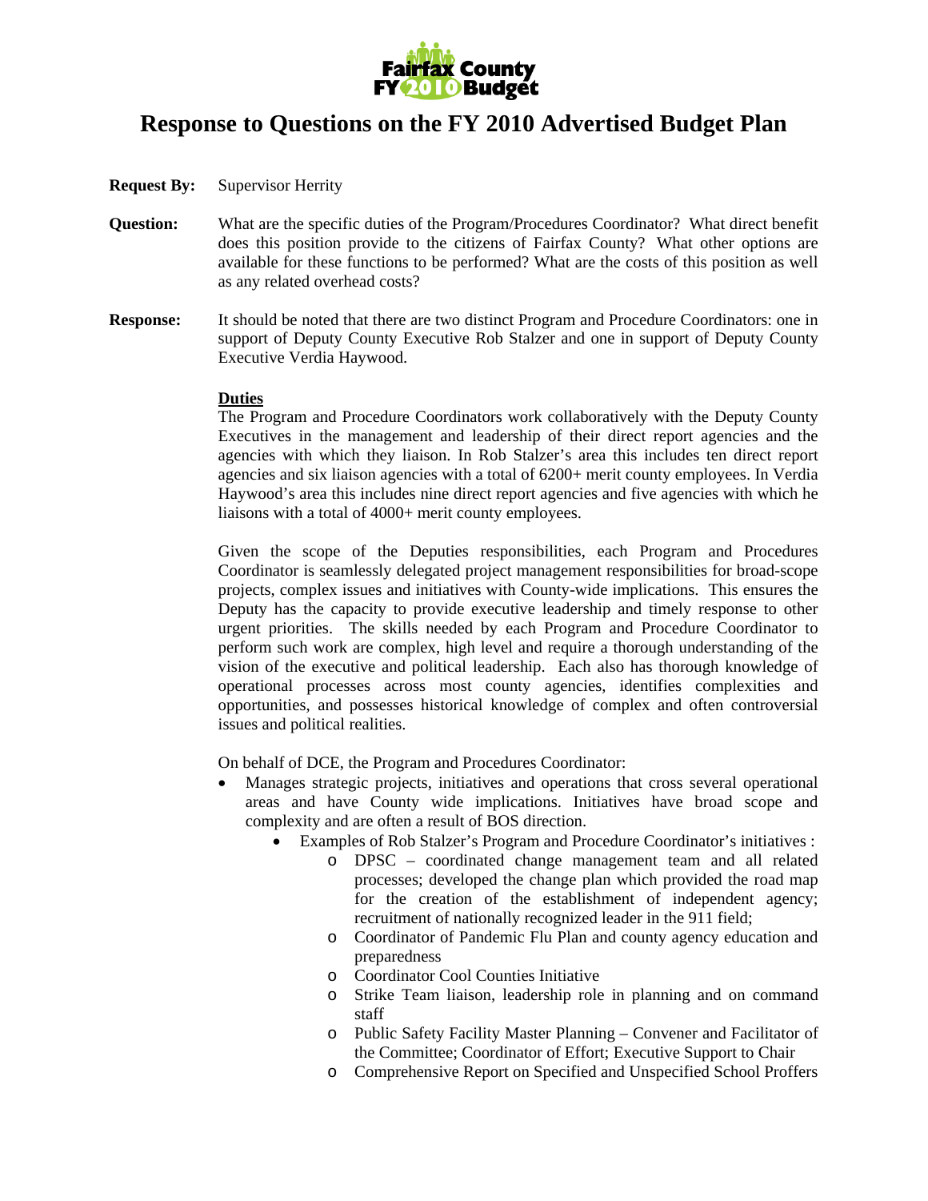Fairfax County FY 2010 Budget

# Response to Questions on the FY 2010 Advertised Budget Plan

**Request By:** Supervisor Herrity

**Question:** What are the specific duties of the Program/Procedures Coordinator? What direct benefit does this position provide to the citizens of Fairfax County? What other options are available for these functions to be performed? What are the costs of this position as well as any related overhead costs?

**Response:** It should be noted that there are two distinct Program and Procedure Coordinators: one in support of Deputy County Executive Rob Stalzer and one in support of Deputy County Executive Verdia Haywood.

**Duties**

The Program and Procedure Coordinators work collaboratively with the Deputy County Executives in the management and leadership of their direct report agencies and the agencies with which they liaison. In Rob Stalzer's area this includes ten direct report agencies and six liaison agencies with a total of 6200+ merit county employees. In Verdia Haywood's area this includes nine direct report agencies and five agencies with which he liaisons with a total of 4000+ merit county employees.

Given the scope of the Deputies responsibilities, each Program and Procedures Coordinator is seamlessly delegated project management responsibilities for broad-scope projects, complex issues and initiatives with County-wide implications. This ensures the Deputy has the capacity to provide executive leadership and timely response to other urgent priorities. The skills needed by each Program and Procedure Coordinator to perform such work are complex, high level and require a thorough understanding of the vision of the executive and political leadership. Each also has thorough knowledge of operational processes across most county agencies, identifies complexities and opportunities, and possesses historical knowledge of complex and often controversial issues and political realities.

On behalf of DCE, the Program and Procedures Coordinator:

- Manages strategic projects, initiatives and operations that cross several operational areas and have County wide implications. Initiatives have broad scope and complexity and are often a result of BOS direction.
  - Examples of Rob Stalzer's Program and Procedure Coordinator's initiatives :
    - DPSC – coordinated change management team and all related processes; developed the change plan which provided the road map for the creation of the establishment of independent agency; recruitment of nationally recognized leader in the 911 field;
    - Coordinator of Pandemic Flu Plan and county agency education and preparedness
    - Coordinator Cool Counties Initiative
    - Strike Team liaison, leadership role in planning and on command staff
    - Public Safety Facility Master Planning – Convener and Facilitator of the Committee; Coordinator of Effort; Executive Support to Chair
    - Comprehensive Report on Specified and Unspecified School Proffers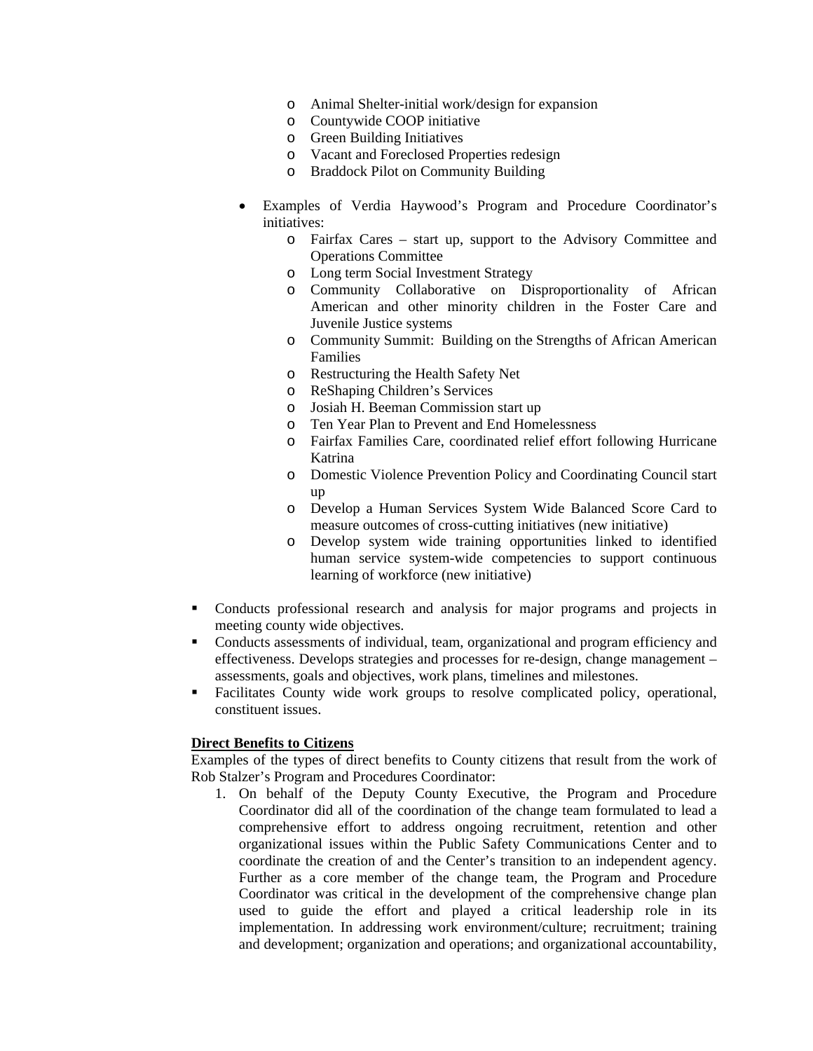- Animal Shelter-initial work/design for expansion
    - Countywide COOP initiative
    - Green Building Initiatives
    - Vacant and Foreclosed Properties redesign
    - Braddock Pilot on Community Building

  - Examples of Verdia Haywood's Program and Procedure Coordinator's initiatives:
    - Fairfax Cares – start up, support to the Advisory Committee and Operations Committee
    - Long term Social Investment Strategy
    - Community Collaborative on Disproportionality of African American and other minority children in the Foster Care and Juvenile Justice systems
    - Community Summit: Building on the Strengths of African American Families
    - Restructuring the Health Safety Net
    - ReShaping Children's Services
    - Josiah H. Beeman Commission start up
    - Ten Year Plan to Prevent and End Homelessness
    - Fairfax Families Care, coordinated relief effort following Hurricane Katrina
    - Domestic Violence Prevention Policy and Coordinating Council start up
    - Develop a Human Services System Wide Balanced Score Card to measure outcomes of cross-cutting initiatives (new initiative)
    - Develop system wide training opportunities linked to identified human service system-wide competencies to support continuous learning of workforce (new initiative)

- Conducts professional research and analysis for major programs and projects in meeting county wide objectives.
- Conducts assessments of individual, team, organizational and program efficiency and effectiveness. Develops strategies and processes for re-design, change management – assessments, goals and objectives, work plans, timelines and milestones.
- Facilitates County wide work groups to resolve complicated policy, operational, constituent issues.

**Direct Benefits to Citizens**

Examples of the types of direct benefits to County citizens that result from the work of Rob Stalzer's Program and Procedures Coordinator:

1. On behalf of the Deputy County Executive, the Program and Procedure Coordinator did all of the coordination of the change team formulated to lead a comprehensive effort to address ongoing recruitment, retention and other organizational issues within the Public Safety Communications Center and to coordinate the creation of and the Center's transition to an independent agency. Further as a core member of the change team, the Program and Procedure Coordinator was critical in the development of the comprehensive change plan used to guide the effort and played a critical leadership role in its implementation. In addressing work environment/culture; recruitment; training and development; organization and operations; and organizational accountability,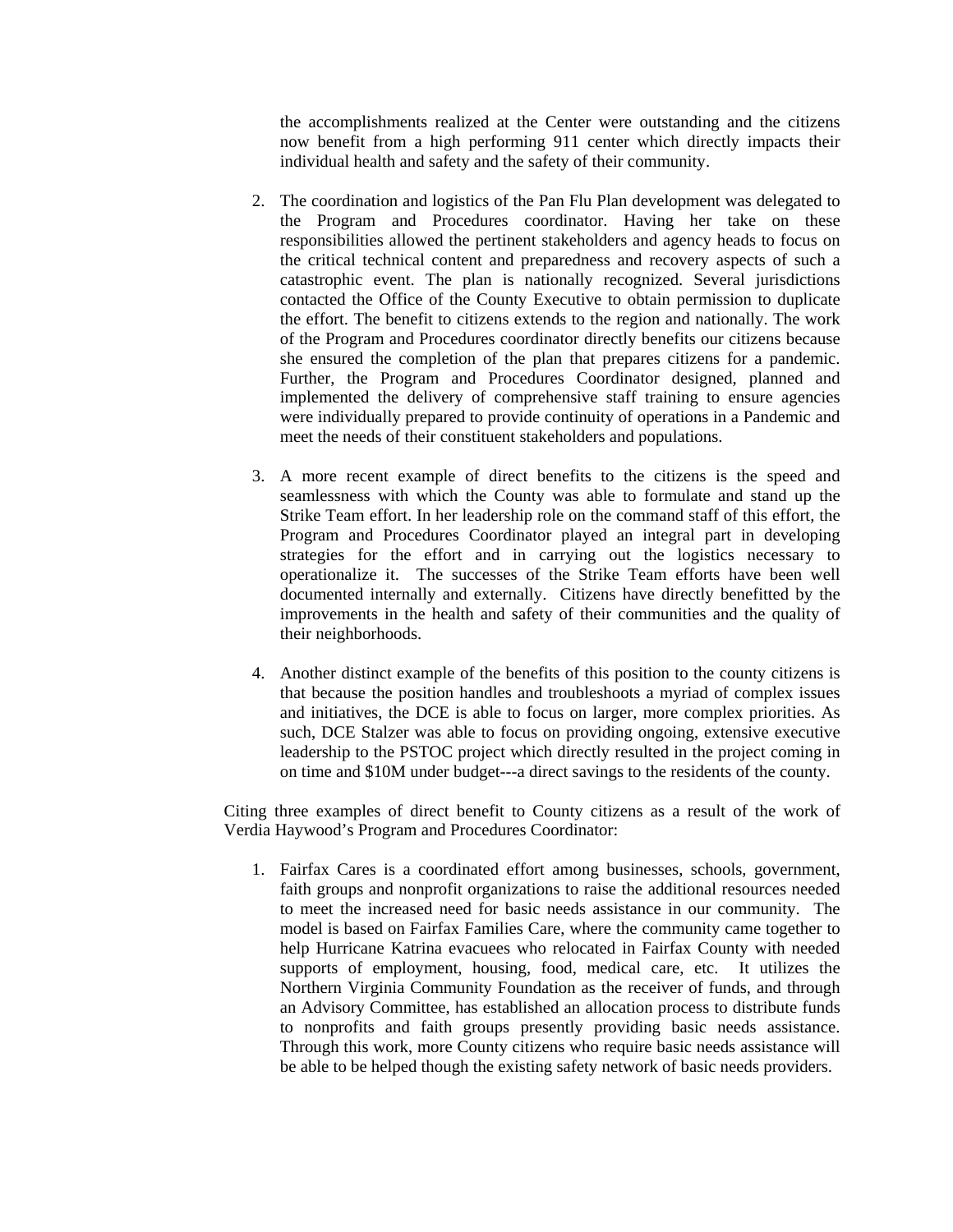the accomplishments realized at the Center were outstanding and the citizens now benefit from a high performing 911 center which directly impacts their individual health and safety and the safety of their community.

2. The coordination and logistics of the Pan Flu Plan development was delegated to the Program and Procedures coordinator. Having her take on these responsibilities allowed the pertinent stakeholders and agency heads to focus on the critical technical content and preparedness and recovery aspects of such a catastrophic event. The plan is nationally recognized. Several jurisdictions contacted the Office of the County Executive to obtain permission to duplicate the effort. The benefit to citizens extends to the region and nationally. The work of the Program and Procedures coordinator directly benefits our citizens because she ensured the completion of the plan that prepares citizens for a pandemic. Further, the Program and Procedures Coordinator designed, planned and implemented the delivery of comprehensive staff training to ensure agencies were individually prepared to provide continuity of operations in a Pandemic and meet the needs of their constituent stakeholders and populations.

3. A more recent example of direct benefits to the citizens is the speed and seamlessness with which the County was able to formulate and stand up the Strike Team effort. In her leadership role on the command staff of this effort, the Program and Procedures Coordinator played an integral part in developing strategies for the effort and in carrying out the logistics necessary to operationalize it. The successes of the Strike Team efforts have been well documented internally and externally. Citizens have directly benefitted by the improvements in the health and safety of their communities and the quality of their neighborhoods.

4. Another distinct example of the benefits of this position to the county citizens is that because the position handles and troubleshoots a myriad of complex issues and initiatives, the DCE is able to focus on larger, more complex priorities. As such, DCE Stalzer was able to focus on providing ongoing, extensive executive leadership to the PSTOC project which directly resulted in the project coming in on time and $10M under budget---a direct savings to the residents of the county.

Citing three examples of direct benefit to County citizens as a result of the work of Verdia Haywood's Program and Procedures Coordinator:

1. Fairfax Cares is a coordinated effort among businesses, schools, government, faith groups and nonprofit organizations to raise the additional resources needed to meet the increased need for basic needs assistance in our community. The model is based on Fairfax Families Care, where the community came together to help Hurricane Katrina evacuees who relocated in Fairfax County with needed supports of employment, housing, food, medical care, etc. It utilizes the Northern Virginia Community Foundation as the receiver of funds, and through an Advisory Committee, has established an allocation process to distribute funds to nonprofits and faith groups presently providing basic needs assistance. Through this work, more County citizens who require basic needs assistance will be able to be helped though the existing safety network of basic needs providers.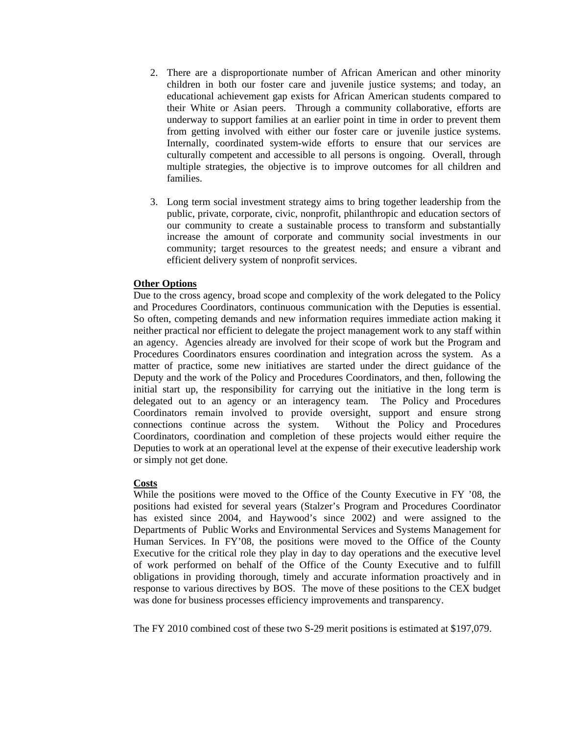2. There are a disproportionate number of African American and other minority children in both our foster care and juvenile justice systems; and today, an educational achievement gap exists for African American students compared to their White or Asian peers. Through a community collaborative, efforts are underway to support families at an earlier point in time in order to prevent them from getting involved with either our foster care or juvenile justice systems. Internally, coordinated system-wide efforts to ensure that our services are culturally competent and accessible to all persons is ongoing. Overall, through multiple strategies, the objective is to improve outcomes for all children and families.

3. Long term social investment strategy aims to bring together leadership from the public, private, corporate, civic, nonprofit, philanthropic and education sectors of our community to create a sustainable process to transform and substantially increase the amount of corporate and community social investments in our community; target resources to the greatest needs; and ensure a vibrant and efficient delivery system of nonprofit services.

**Other Options**

Due to the cross agency, broad scope and complexity of the work delegated to the Policy and Procedures Coordinators, continuous communication with the Deputies is essential. So often, competing demands and new information requires immediate action making it neither practical nor efficient to delegate the project management work to any staff within an agency. Agencies already are involved for their scope of work but the Program and Procedures Coordinators ensures coordination and integration across the system. As a matter of practice, some new initiatives are started under the direct guidance of the Deputy and the work of the Policy and Procedures Coordinators, and then, following the initial start up, the responsibility for carrying out the initiative in the long term is delegated out to an agency or an interagency team. The Policy and Procedures Coordinators remain involved to provide oversight, support and ensure strong connections continue across the system. Without the Policy and Procedures Coordinators, coordination and completion of these projects would either require the Deputies to work at an operational level at the expense of their executive leadership work or simply not get done.

**Costs**

While the positions were moved to the Office of the County Executive in FY '08, the positions had existed for several years (Stalzer's Program and Procedures Coordinator has existed since 2004, and Haywood's since 2002) and were assigned to the Departments of Public Works and Environmental Services and Systems Management for Human Services. In FY'08, the positions were moved to the Office of the County Executive for the critical role they play in day to day operations and the executive level of work performed on behalf of the Office of the County Executive and to fulfill obligations in providing thorough, timely and accurate information proactively and in response to various directives by BOS. The move of these positions to the CEX budget was done for business processes efficiency improvements and transparency.

The FY 2010 combined cost of these two S-29 merit positions is estimated at $197,079.